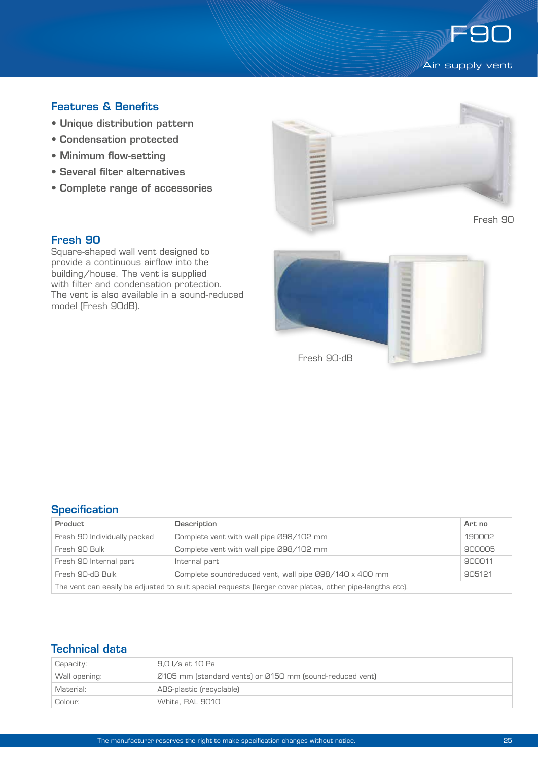# F90

Air supply vent

## Features & Benefits

- Unique distribution pattern
- Condensation protected
- Minimum flow-setting
- Several filter alternatives
- Complete range of accessories

Fresh 90

## Fresh 90

Square-shaped wall vent designed to provide a continuous airflow into the building/house. The vent is supplied with filter and condensation protection. The vent is also available in a sound-reduced model (Fresh 90dB).

Fresh 90-dB

## Specification

| Product | Description | Art no |
|---|---|---|
| Fresh 90 Individually packed | Complete vent with wall pipe Ø98/102 mm | 190002 |
| Fresh 90 Bulk | Complete vent with wall pipe Ø98/102 mm | 900005 |
| Fresh 90 Internal part | Internal part | 900011 |
| Fresh 90-dB Bulk | Complete soundreduced vent, wall pipe Ø98/140 x 400 mm | 905121 |
| The vent can easily be adjusted to suit special requests (larger cover plates, other pipe-lengths etc). | | |

## Technical data

| | |
|---|---|
| Capacity: | 9,0 l/s at 10 Pa |
| Wall opening: | Ø105 mm (standard vents) or Ø150 mm (sound-reduced vent) |
| Material: | ABS-plastic (recyclable) |
| Colour: | White, RAL 9010 |

The manufacturer reserves the right to make specification changes without notice.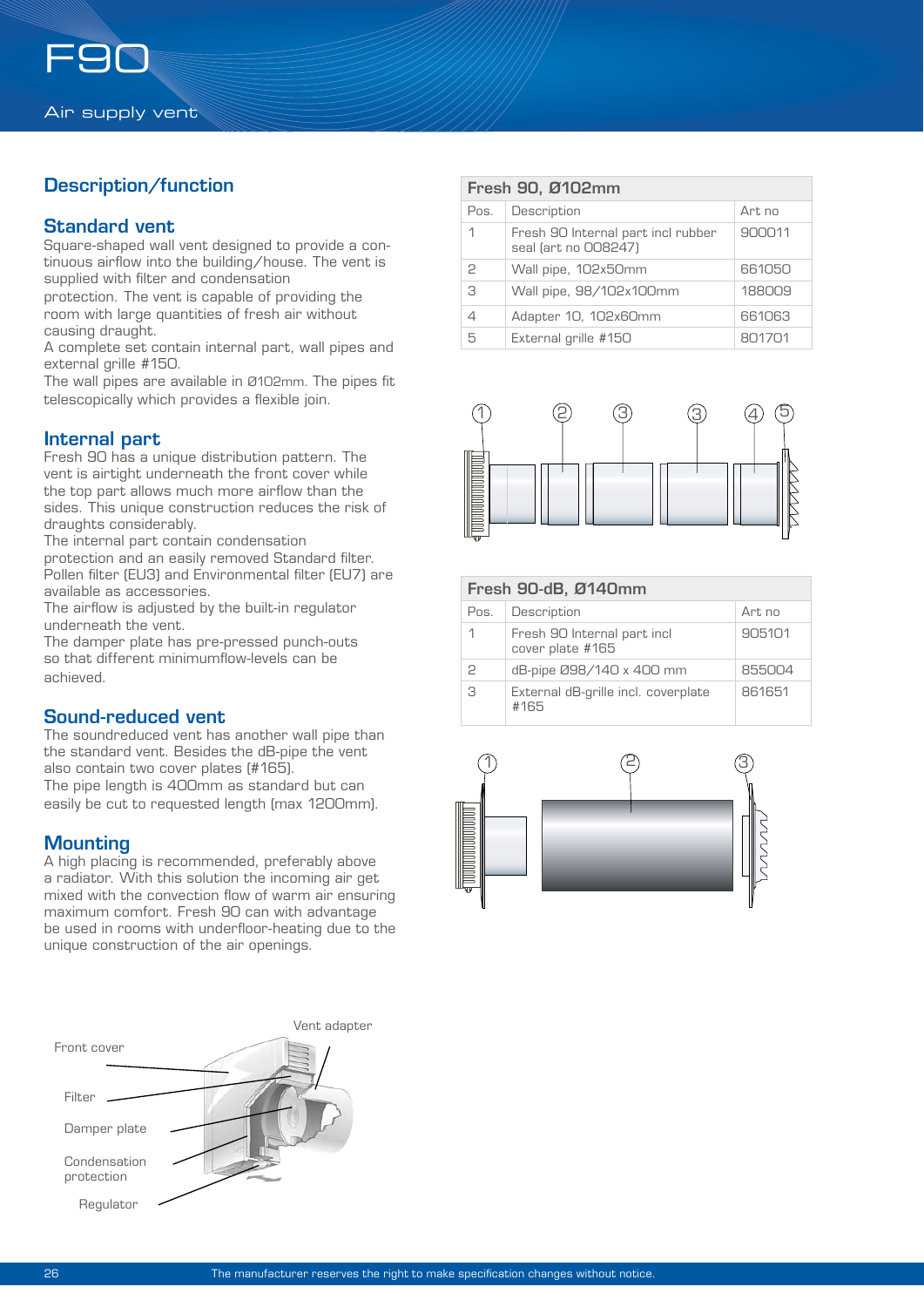# F90

Air supply vent

## Description/function

### Standard vent

Square-shaped wall vent designed to provide a continuous airflow into the building/house. The vent is supplied with filter and condensation protection. The vent is capable of providing the room with large quantities of fresh air without causing draught.
A complete set contain internal part, wall pipes and external grille #150.
The wall pipes are available in Ø102mm. The pipes fit telescopically which provides a flexible join.

### Internal part

Fresh 90 has a unique distribution pattern. The vent is airtight underneath the front cover while the top part allows much more airflow than the sides. This unique construction reduces the risk of draughts considerably.
The internal part contain condensation protection and an easily removed Standard filter. Pollen filter (EU3) and Environmental filter (EU7) are available as accessories.
The airflow is adjusted by the built-in regulator underneath the vent.
The damper plate has pre-pressed punch-outs so that different minimumflow-levels can be achieved.

### Sound-reduced vent

The soundreduced vent has another wall pipe than the standard vent. Besides the dB-pipe the vent also contain two cover plates (#165).
The pipe length is 400mm as standard but can easily be cut to requested length (max 1200mm).

### Mounting

A high placing is recommended, preferably above a radiator. With this solution the incoming air get mixed with the convection flow of warm air ensuring maximum comfort. Fresh 90 can with advantage be used in rooms with underfloor-heating due to the unique construction of the air openings.

Front cover
Filter
Damper plate
Condensation protection
Regulator
Vent adapter

**Fresh 90, Ø102mm**

| Pos. | Description | Art no |
|---|---|---|
| 1 | Fresh 90 Internal part incl rubber seal (art no 008247) | 900011 |
| 2 | Wall pipe, 102x50mm | 661050 |
| 3 | Wall pipe, 98/102x100mm | 188009 |
| 4 | Adapter 10, 102x60mm | 661063 |
| 5 | External grille #150 | 801701 |

**Fresh 90-dB, Ø140mm**

| Pos. | Description | Art no |
|---|---|---|
| 1 | Fresh 90 Internal part incl cover plate #165 | 905101 |
| 2 | dB-pipe Ø98/140 x 400 mm | 855004 |
| 3 | External dB-grille incl. coverplate #165 | 861651 |

The manufacturer reserves the right to make specification changes without notice.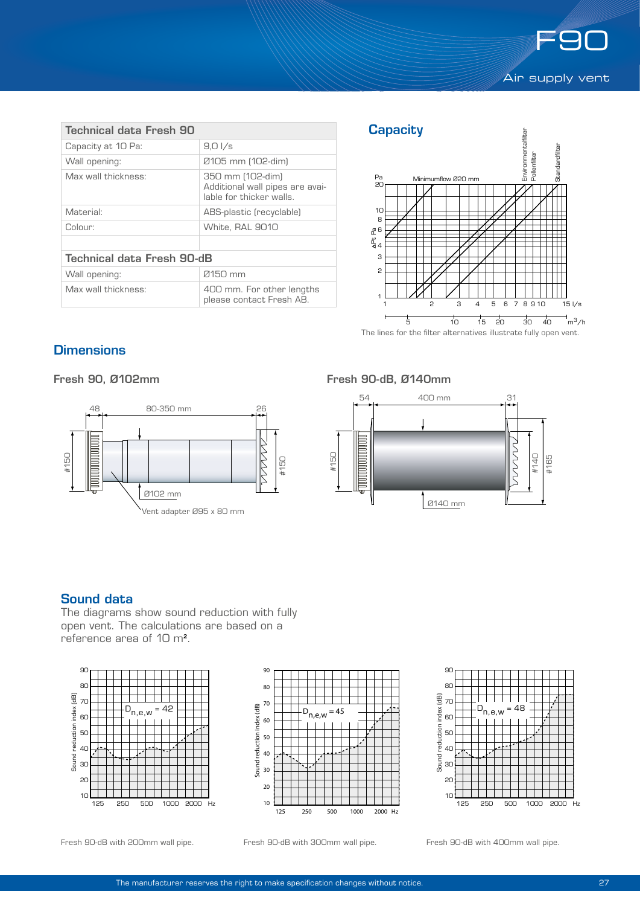# F90

Air supply vent

| Technical data Fresh 90 | |
|---|---|
| Capacity at 10 Pa: | 9,0 l/s |
| Wall opening: | Ø105 mm (102-dim) |
| Max wall thickness: | 350 mm (102-dim) Additional wall pipes are available for thicker walls. |
| Material: | ABS-plastic (recyclable) |
| Colour: | White, RAL 9010 |

| Technical data Fresh 90-dB | |
|---|---|
| Wall opening: | Ø150 mm |
| Max wall thickness: | 400 mm. For other lengths please contact Fresh AB. |

## Capacity

The lines for the filter alternatives illustrate fully open vent.

## Dimensions

### Fresh 90, Ø102mm

### Fresh 90-dB, Ø140mm

## Sound data

The diagrams show sound reduction with fully open vent. The calculations are based on a reference area of 10 m².

$D_{n,e,w} = 42$

Fresh 90-dB with 200mm wall pipe.

$D_{n,e,w} = 45$

Fresh 90-dB with 300mm wall pipe.

$D_{n,e,w} = 48$

Fresh 90-dB with 400mm wall pipe.

The manufacturer reserves the right to make specification changes without notice.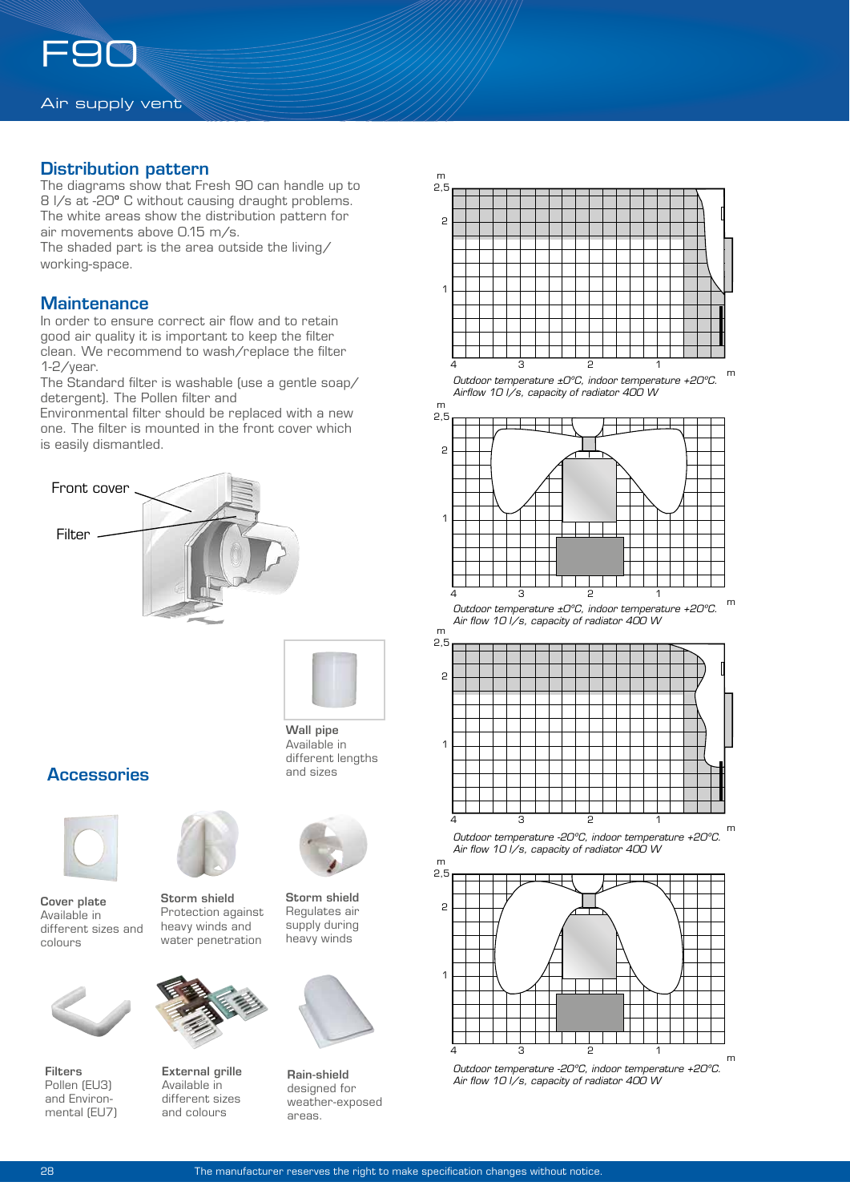# F90

Air supply vent

## Distribution pattern

The diagrams show that Fresh 90 can handle up to 8 l/s at -20° C without causing draught problems. The white areas show the distribution pattern for air movements above 0.15 m/s.
The shaded part is the area outside the living/ working-space.

## Maintenance

In order to ensure correct air flow and to retain good air quality it is important to keep the filter clean. We recommend to wash/replace the filter 1-2/year.
The Standard filter is washable (use a gentle soap/ detergent). The Pollen filter and Environmental filter should be replaced with a new one. The filter is mounted in the front cover which is easily dismantled.

Front cover

Filter

m
2,5
2
1
4 3 2 1
m

*Outdoor temperature ±0°C, indoor temperature +20°C.*
*Airflow 10 l/s, capacity of radiator 400 W*

m
2,5
2
1
4 3 2 1
m

*Outdoor temperature ±0°C, indoor temperature +20°C.*
*Air flow 10 l/s, capacity of radiator 400 W*

m
2,5
2
1
4 3 2 1
m

*Outdoor temperature -20°C, indoor temperature +20°C.*
*Air flow 10 l/s, capacity of radiator 400 W*

m
2,5
2
1
4 3 2 1
m

*Outdoor temperature -20°C, indoor temperature +20°C.*
*Air flow 10 l/s, capacity of radiator 400 W*

## Accessories

**Wall pipe**
Available in different lengths and sizes

**Cover plate**
Available in different sizes and colours

**Storm shield**
Protection against heavy winds and water penetration

**Storm shield**
Regulates air supply during heavy winds

**Filters**
Pollen (EU3) and Environ-mental (EU7)

**External grille**
Available in different sizes and colours

**Rain-shield**
designed for weather-exposed areas.

The manufacturer reserves the right to make specification changes without notice.